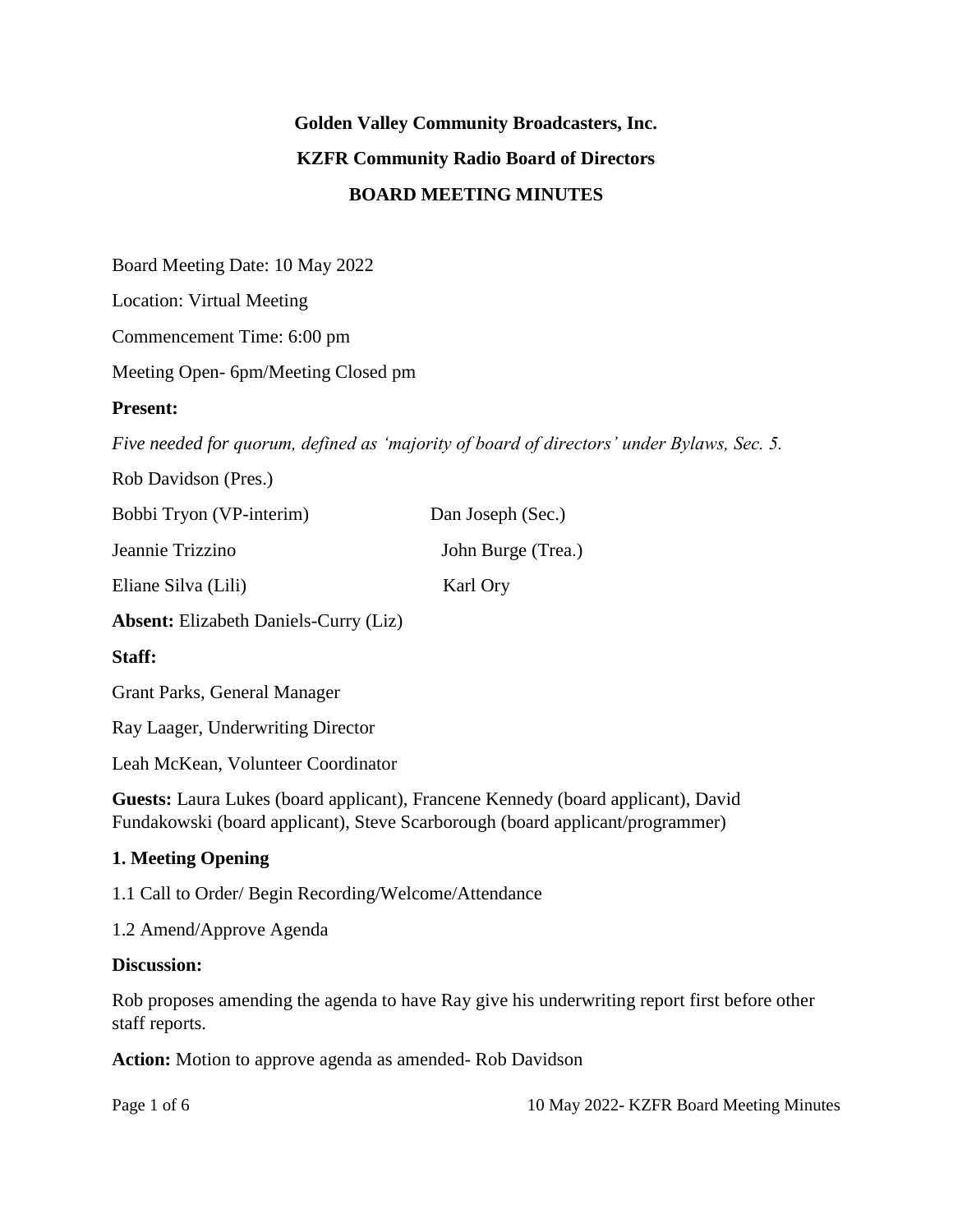**Golden Valley Community Broadcasters, Inc.**

**KZFR Community Radio Board of Directors**

**BOARD MEETING MINUTES**

Board Meeting Date: 10 May 2022

Location: Virtual Meeting

Commencement Time: 6:00 pm

Meeting Open- 6pm/Meeting Closed pm

**Present:**

*Five needed for quorum, defined as 'majority of board of directors' under Bylaws, Sec. 5.*

Rob Davidson (Pres.)

Bobbi Tryon (VP-interim)

Dan Joseph (Sec.)

Jeannie Trizzino

John Burge (Trea.)

Eliane Silva (Lili)

Karl Ory

**Absent:** Elizabeth Daniels-Curry (Liz)

**Staff:**

Grant Parks, General Manager

Ray Laager, Underwriting Director

Leah McKean, Volunteer Coordinator

**Guests:** Laura Lukes (board applicant), Francene Kennedy (board applicant), David Fundakowski (board applicant), Steve Scarborough (board applicant/programmer)

**1. Meeting Opening**

1.1 Call to Order/ Begin Recording/Welcome/Attendance

1.2 Amend/Approve Agenda

**Discussion:**

Rob proposes amending the agenda to have Ray give his underwriting report first before other staff reports.

**Action:** Motion to approve agenda as amended- Rob Davidson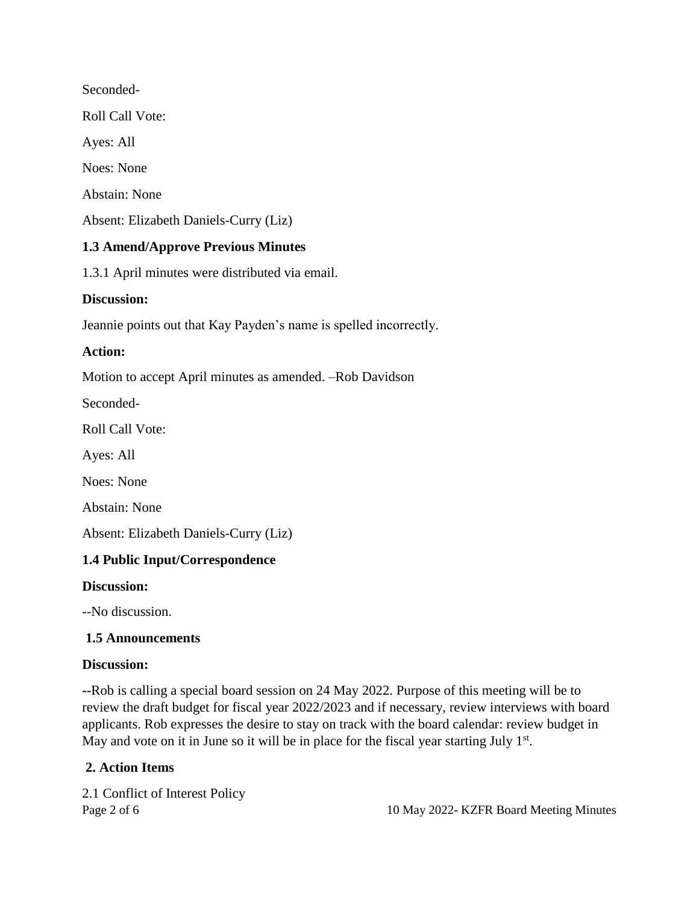Seconded-

Roll Call Vote:

Ayes: All

Noes: None

Abstain: None

Absent: Elizabeth Daniels-Curry (Liz)

### 1.3 Amend/Approve Previous Minutes

1.3.1 April minutes were distributed via email.

**Discussion:**

Jeannie points out that Kay Payden's name is spelled incorrectly.

**Action:**

Motion to accept April minutes as amended. –Rob Davidson

Seconded-

Roll Call Vote:

Ayes: All

Noes: None

Abstain: None

Absent: Elizabeth Daniels-Curry (Liz)

### 1.4 Public Input/Correspondence

**Discussion:**

--No discussion.

### 1.5 Announcements

**Discussion:**

--Rob is calling a special board session on 24 May 2022. Purpose of this meeting will be to review the draft budget for fiscal year 2022/2023 and if necessary, review interviews with board applicants. Rob expresses the desire to stay on track with the board calendar: review budget in May and vote on it in June so it will be in place for the fiscal year starting July 1st.

## 2. Action Items

2.1 Conflict of Interest Policy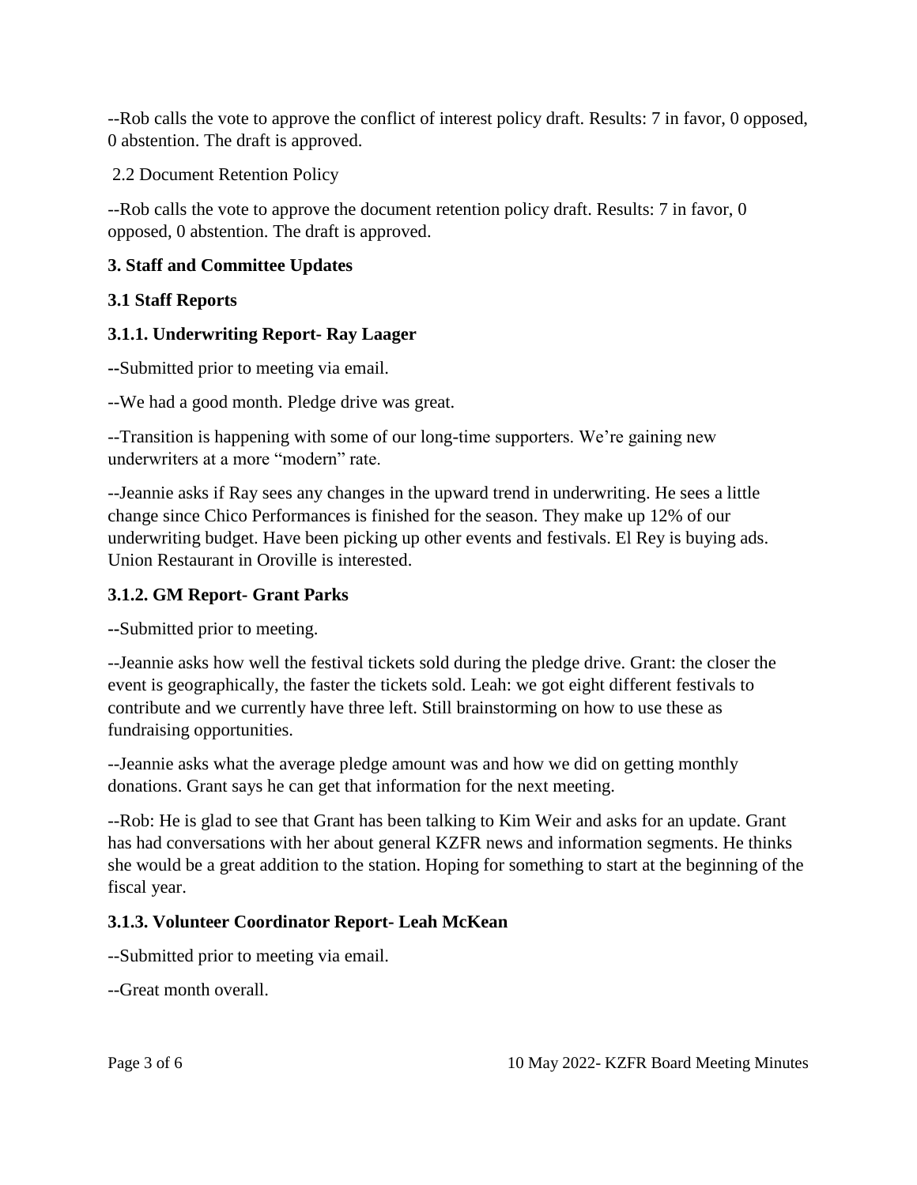--Rob calls the vote to approve the conflict of interest policy draft. Results: 7 in favor, 0 opposed, 0 abstention. The draft is approved.

2.2 Document Retention Policy

--Rob calls the vote to approve the document retention policy draft. Results: 7 in favor, 0 opposed, 0 abstention. The draft is approved.

**3. Staff and Committee Updates**

**3.1 Staff Reports**

**3.1.1. Underwriting Report- Ray Laager**

--Submitted prior to meeting via email.

--We had a good month. Pledge drive was great.

--Transition is happening with some of our long-time supporters. We're gaining new underwriters at a more "modern" rate.

--Jeannie asks if Ray sees any changes in the upward trend in underwriting. He sees a little change since Chico Performances is finished for the season. They make up 12% of our underwriting budget. Have been picking up other events and festivals. El Rey is buying ads. Union Restaurant in Oroville is interested.

**3.1.2. GM Report- Grant Parks**

--Submitted prior to meeting.

--Jeannie asks how well the festival tickets sold during the pledge drive. Grant: the closer the event is geographically, the faster the tickets sold. Leah: we got eight different festivals to contribute and we currently have three left. Still brainstorming on how to use these as fundraising opportunities.

--Jeannie asks what the average pledge amount was and how we did on getting monthly donations. Grant says he can get that information for the next meeting.

--Rob: He is glad to see that Grant has been talking to Kim Weir and asks for an update. Grant has had conversations with her about general KZFR news and information segments. He thinks she would be a great addition to the station. Hoping for something to start at the beginning of the fiscal year.

**3.1.3. Volunteer Coordinator Report- Leah McKean**

--Submitted prior to meeting via email.

--Great month overall.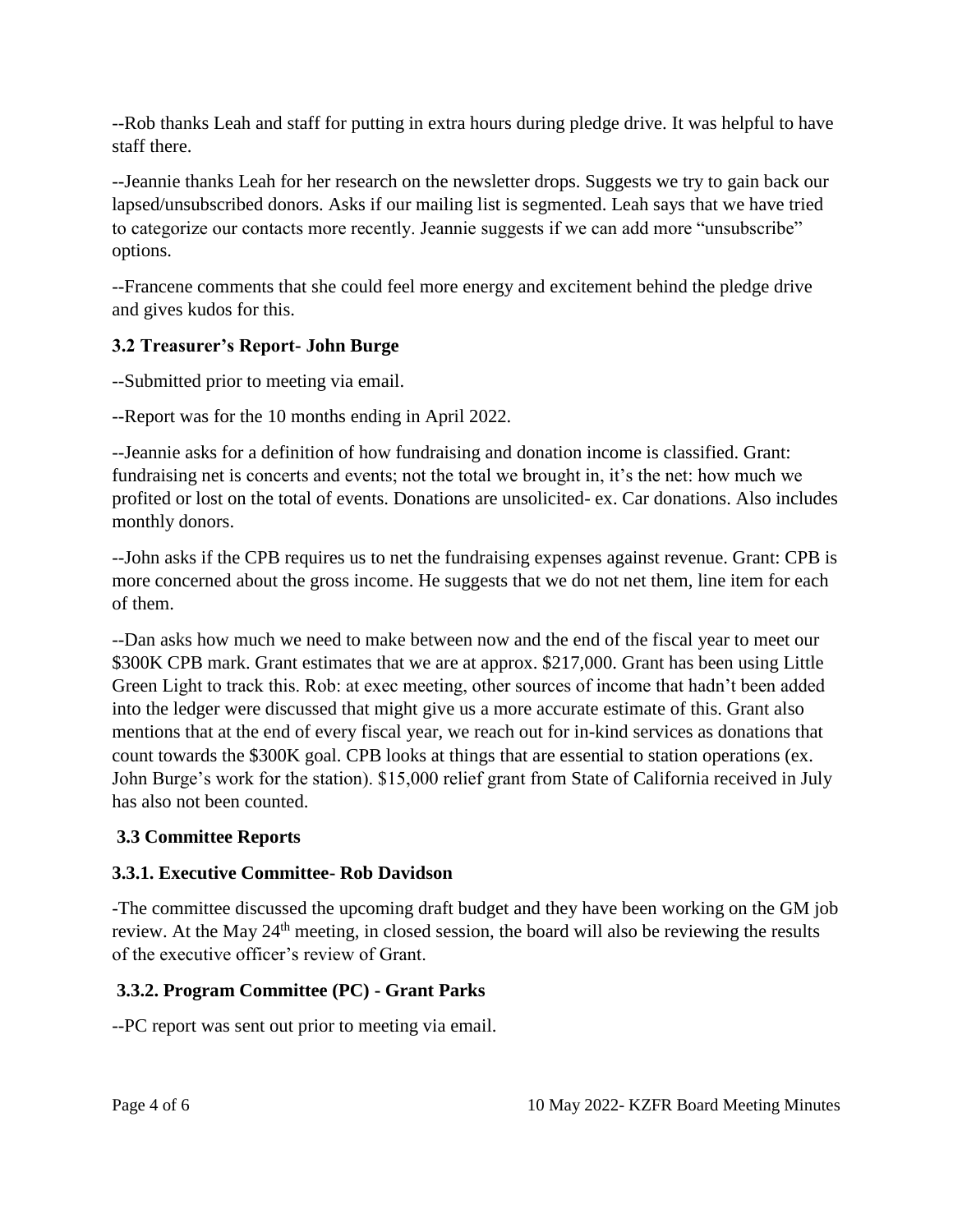--Rob thanks Leah and staff for putting in extra hours during pledge drive. It was helpful to have staff there.

--Jeannie thanks Leah for her research on the newsletter drops. Suggests we try to gain back our lapsed/unsubscribed donors. Asks if our mailing list is segmented. Leah says that we have tried to categorize our contacts more recently. Jeannie suggests if we can add more "unsubscribe" options.

--Francene comments that she could feel more energy and excitement behind the pledge drive and gives kudos for this.

### 3.2 Treasurer's Report- John Burge

--Submitted prior to meeting via email.

--Report was for the 10 months ending in April 2022.

--Jeannie asks for a definition of how fundraising and donation income is classified. Grant: fundraising net is concerts and events; not the total we brought in, it's the net: how much we profited or lost on the total of events. Donations are unsolicited- ex. Car donations. Also includes monthly donors.

--John asks if the CPB requires us to net the fundraising expenses against revenue. Grant: CPB is more concerned about the gross income. He suggests that we do not net them, line item for each of them.

--Dan asks how much we need to make between now and the end of the fiscal year to meet our $300K CPB mark. Grant estimates that we are at approx. $217,000. Grant has been using Little Green Light to track this. Rob: at exec meeting, other sources of income that hadn't been added into the ledger were discussed that might give us a more accurate estimate of this. Grant also mentions that at the end of every fiscal year, we reach out for in-kind services as donations that count towards the $300K goal. CPB looks at things that are essential to station operations (ex. John Burge's work for the station). $15,000 relief grant from State of California received in July has also not been counted.

### 3.3 Committee Reports

#### 3.3.1. Executive Committee- Rob Davidson

-The committee discussed the upcoming draft budget and they have been working on the GM job review. At the May 24th meeting, in closed session, the board will also be reviewing the results of the executive officer's review of Grant.

#### 3.3.2. Program Committee (PC) - Grant Parks

--PC report was sent out prior to meeting via email.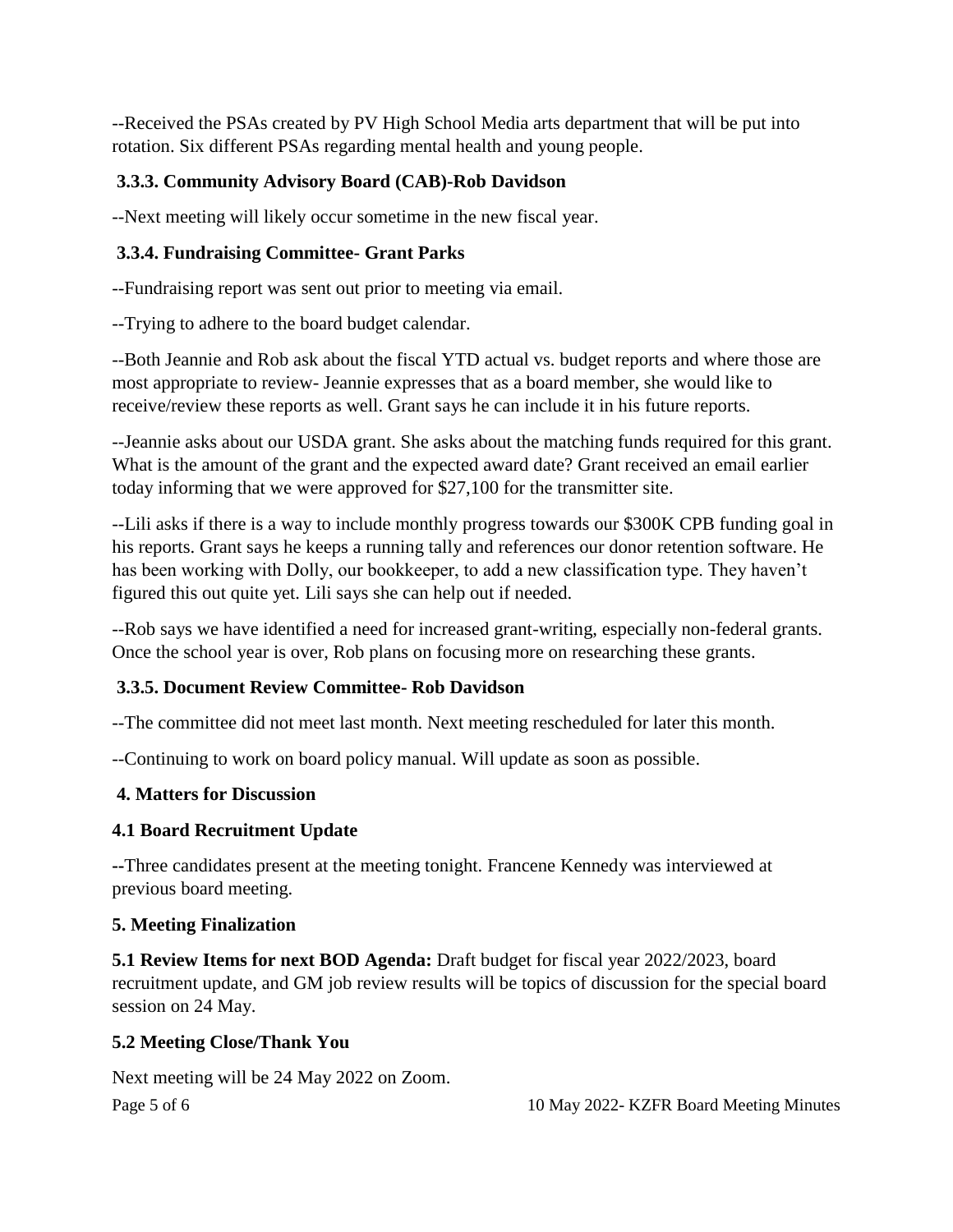--Received the PSAs created by PV High School Media arts department that will be put into rotation. Six different PSAs regarding mental health and young people.

### 3.3.3. Community Advisory Board (CAB)-Rob Davidson

--Next meeting will likely occur sometime in the new fiscal year.

### 3.3.4. Fundraising Committee- Grant Parks

--Fundraising report was sent out prior to meeting via email.

--Trying to adhere to the board budget calendar.

--Both Jeannie and Rob ask about the fiscal YTD actual vs. budget reports and where those are most appropriate to review- Jeannie expresses that as a board member, she would like to receive/review these reports as well. Grant says he can include it in his future reports.

--Jeannie asks about our USDA grant. She asks about the matching funds required for this grant. What is the amount of the grant and the expected award date? Grant received an email earlier today informing that we were approved for $27,100 for the transmitter site.

--Lili asks if there is a way to include monthly progress towards our $300K CPB funding goal in his reports. Grant says he keeps a running tally and references our donor retention software. He has been working with Dolly, our bookkeeper, to add a new classification type. They haven't figured this out quite yet. Lili says she can help out if needed.

--Rob says we have identified a need for increased grant-writing, especially non-federal grants. Once the school year is over, Rob plans on focusing more on researching these grants.

### 3.3.5. Document Review Committee- Rob Davidson

--The committee did not meet last month. Next meeting rescheduled for later this month.

--Continuing to work on board policy manual. Will update as soon as possible.

## 4. Matters for Discussion

### 4.1 Board Recruitment Update

--Three candidates present at the meeting tonight. Francene Kennedy was interviewed at previous board meeting.

## 5. Meeting Finalization

**5.1 Review Items for next BOD Agenda:** Draft budget for fiscal year 2022/2023, board recruitment update, and GM job review results will be topics of discussion for the special board session on 24 May.

### 5.2 Meeting Close/Thank You

Next meeting will be 24 May 2022 on Zoom.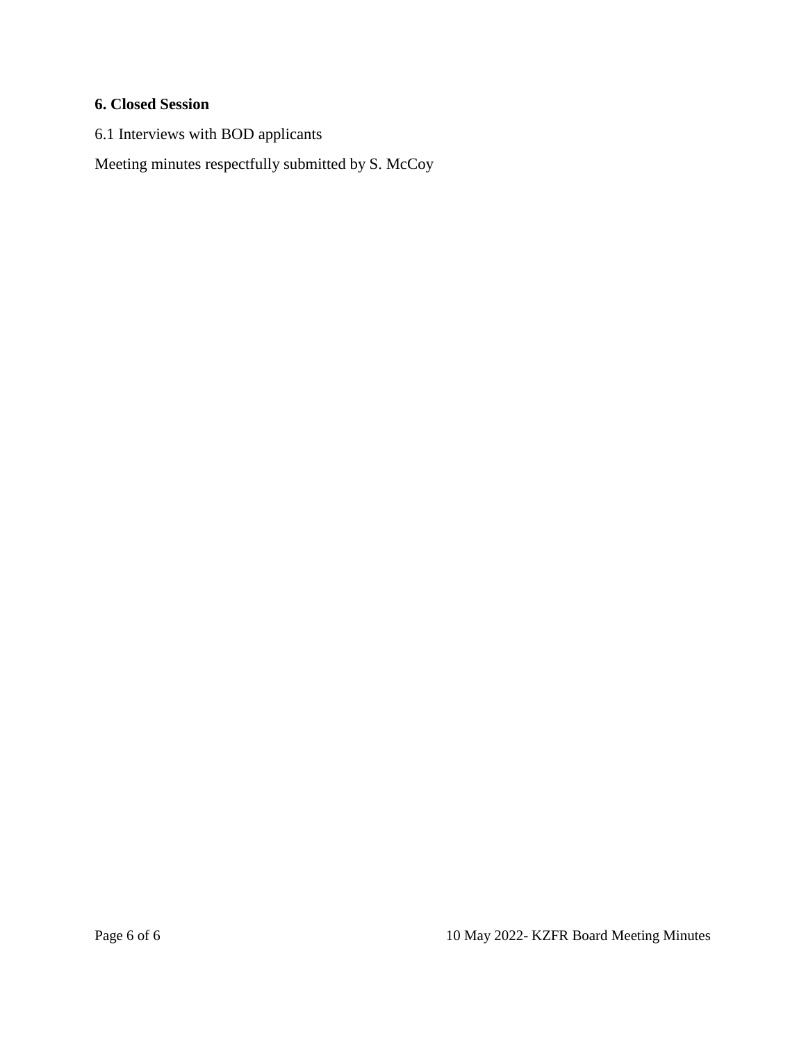**6. Closed Session**

6.1 Interviews with BOD applicants

Meeting minutes respectfully submitted by S. McCoy